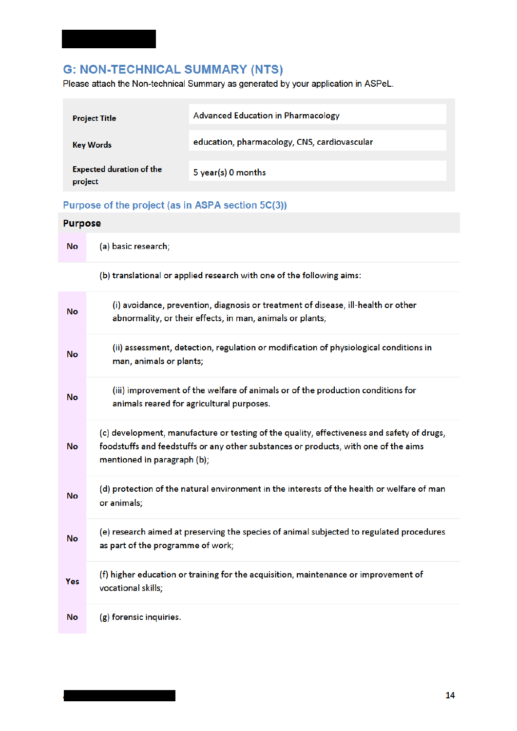## G: NON-TECHNICAL SUMMARY (NTS)

Please attach the Non-technical Summary as generated by your application in ASPeL.

| | |
|---|---|
| **Project Title** | Advanced Education in Pharmacology |
| **Key Words** | education, pharmacology, CNS, cardiovascular |
| **Expected duration of the project** | 5 year(s) 0 months |

### Purpose of the project (as in ASPA section 5C(3))

| **Purpose** | |
|---|---|
| No | (a) basic research; |
| | (b) translational or applied research with one of the following aims: |
| No | (i) avoidance, prevention, diagnosis or treatment of disease, ill-health or other abnormality, or their effects, in man, animals or plants; |
| No | (ii) assessment, detection, regulation or modification of physiological conditions in man, animals or plants; |
| No | (iii) improvement of the welfare of animals or of the production conditions for animals reared for agricultural purposes. |
| No | (c) development, manufacture or testing of the quality, effectiveness and safety of drugs, foodstuffs and feedstuffs or any other substances or products, with one of the aims mentioned in paragraph (b); |
| No | (d) protection of the natural environment in the interests of the health or welfare of man or animals; |
| No | (e) research aimed at preserving the species of animal subjected to regulated procedures as part of the programme of work; |
| Yes | (f) higher education or training for the acquisition, maintenance or improvement of vocational skills; |
| No | (g) forensic inquiries. |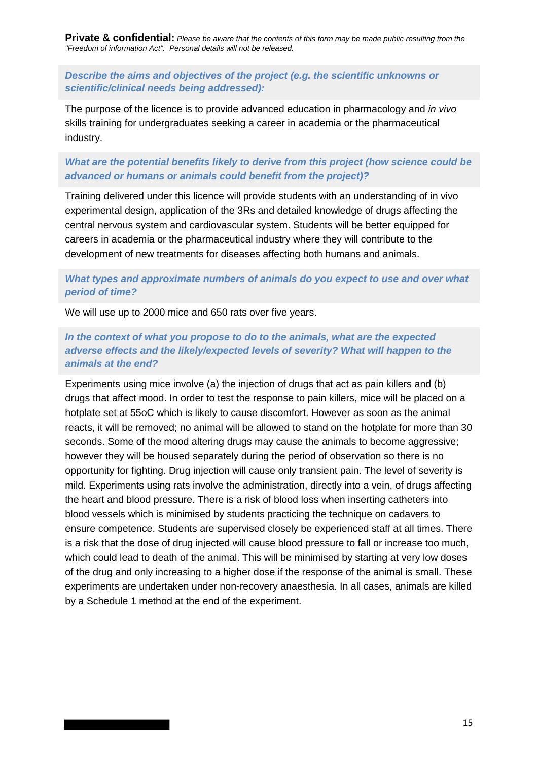**Private & confidential:** *Please be aware that the contents of this form may be made public resulting from the "Freedom of information Act". Personal details will not be released.*

***Describe the aims and objectives of the project (e.g. the scientific unknowns or scientific/clinical needs being addressed):***

The purpose of the licence is to provide advanced education in pharmacology and *in vivo* skills training for undergraduates seeking a career in academia or the pharmaceutical industry.

***What are the potential benefits likely to derive from this project (how science could be advanced or humans or animals could benefit from the project)?***

Training delivered under this licence will provide students with an understanding of in vivo experimental design, application of the 3Rs and detailed knowledge of drugs affecting the central nervous system and cardiovascular system. Students will be better equipped for careers in academia or the pharmaceutical industry where they will contribute to the development of new treatments for diseases affecting both humans and animals.

***What types and approximate numbers of animals do you expect to use and over what period of time?***

We will use up to 2000 mice and 650 rats over five years.

***In the context of what you propose to do to the animals, what are the expected adverse effects and the likely/expected levels of severity? What will happen to the animals at the end?***

Experiments using mice involve (a) the injection of drugs that act as pain killers and (b) drugs that affect mood. In order to test the response to pain killers, mice will be placed on a hotplate set at 55oC which is likely to cause discomfort. However as soon as the animal reacts, it will be removed; no animal will be allowed to stand on the hotplate for more than 30 seconds. Some of the mood altering drugs may cause the animals to become aggressive; however they will be housed separately during the period of observation so there is no opportunity for fighting. Drug injection will cause only transient pain. The level of severity is mild. Experiments using rats involve the administration, directly into a vein, of drugs affecting the heart and blood pressure. There is a risk of blood loss when inserting catheters into blood vessels which is minimised by students practicing the technique on cadavers to ensure competence. Students are supervised closely be experienced staff at all times. There is a risk that the dose of drug injected will cause blood pressure to fall or increase too much, which could lead to death of the animal. This will be minimised by starting at very low doses of the drug and only increasing to a higher dose if the response of the animal is small. These experiments are undertaken under non-recovery anaesthesia. In all cases, animals are killed by a Schedule 1 method at the end of the experiment.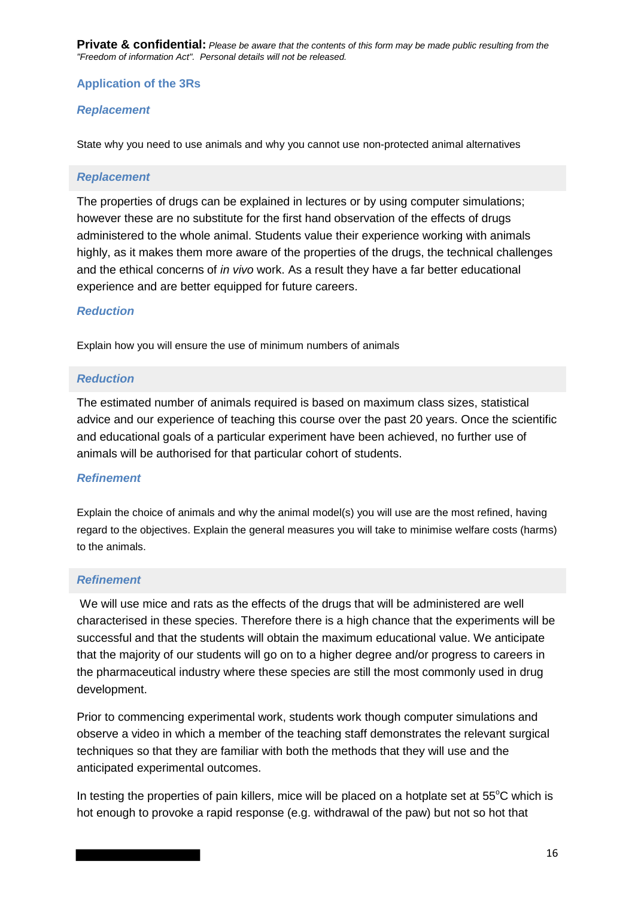**Private & confidential:** *Please be aware that the contents of this form may be made public resulting from the "Freedom of information Act". Personal details will not be released.*

## Application of the 3Rs

### *Replacement*

State why you need to use animals and why you cannot use non-protected animal alternatives

### *Replacement*

The properties of drugs can be explained in lectures or by using computer simulations; however these are no substitute for the first hand observation of the effects of drugs administered to the whole animal. Students value their experience working with animals highly, as it makes them more aware of the properties of the drugs, the technical challenges and the ethical concerns of *in vivo* work. As a result they have a far better educational experience and are better equipped for future careers.

### *Reduction*

Explain how you will ensure the use of minimum numbers of animals

### *Reduction*

The estimated number of animals required is based on maximum class sizes, statistical advice and our experience of teaching this course over the past 20 years. Once the scientific and educational goals of a particular experiment have been achieved, no further use of animals will be authorised for that particular cohort of students.

### *Refinement*

Explain the choice of animals and why the animal model(s) you will use are the most refined, having regard to the objectives. Explain the general measures you will take to minimise welfare costs (harms) to the animals.

### *Refinement*

We will use mice and rats as the effects of the drugs that will be administered are well characterised in these species. Therefore there is a high chance that the experiments will be successful and that the students will obtain the maximum educational value. We anticipate that the majority of our students will go on to a higher degree and/or progress to careers in the pharmaceutical industry where these species are still the most commonly used in drug development.

Prior to commencing experimental work, students work though computer simulations and observe a video in which a member of the teaching staff demonstrates the relevant surgical techniques so that they are familiar with both the methods that they will use and the anticipated experimental outcomes.

In testing the properties of pain killers, mice will be placed on a hotplate set at 55°C which is hot enough to provoke a rapid response (e.g. withdrawal of the paw) but not so hot that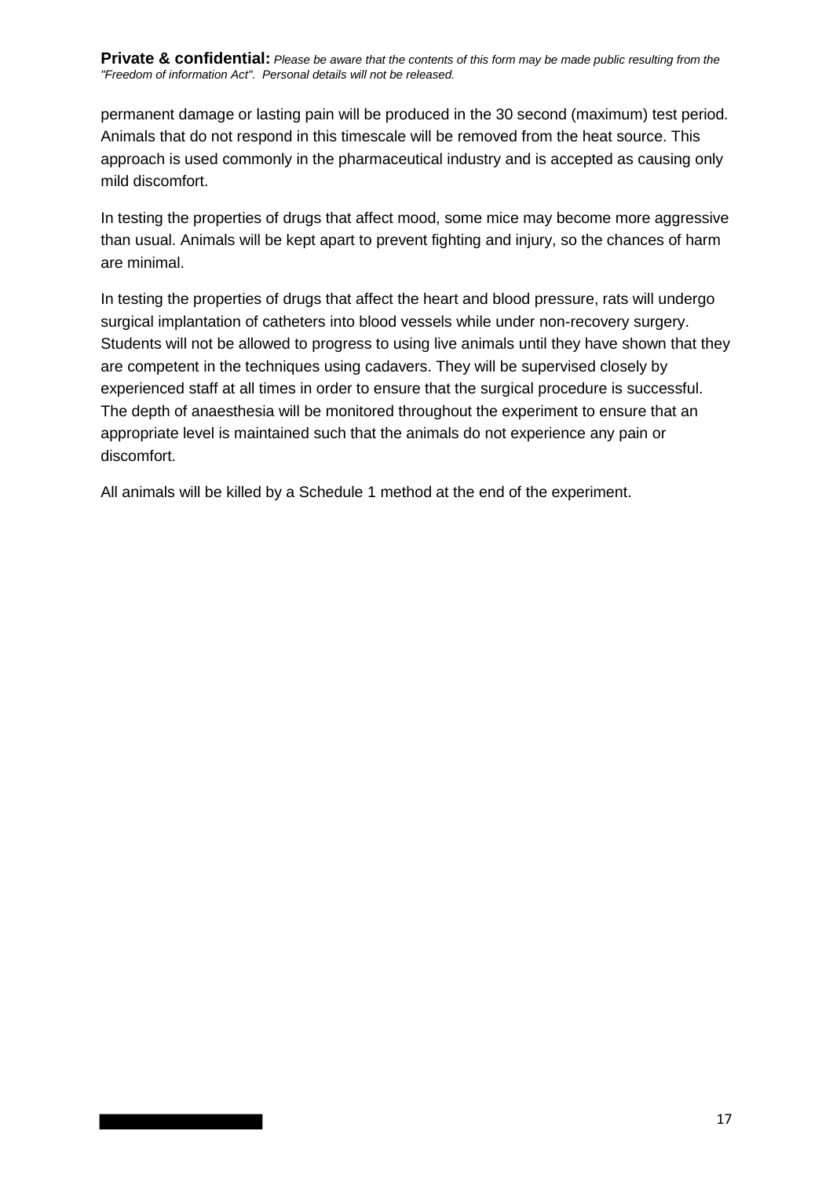permanent damage or lasting pain will be produced in the 30 second (maximum) test period. Animals that do not respond in this timescale will be removed from the heat source. This approach is used commonly in the pharmaceutical industry and is accepted as causing only mild discomfort.

In testing the properties of drugs that affect mood, some mice may become more aggressive than usual. Animals will be kept apart to prevent fighting and injury, so the chances of harm are minimal.

In testing the properties of drugs that affect the heart and blood pressure, rats will undergo surgical implantation of catheters into blood vessels while under non-recovery surgery. Students will not be allowed to progress to using live animals until they have shown that they are competent in the techniques using cadavers. They will be supervised closely by experienced staff at all times in order to ensure that the surgical procedure is successful. The depth of anaesthesia will be monitored throughout the experiment to ensure that an appropriate level is maintained such that the animals do not experience any pain or discomfort.

All animals will be killed by a Schedule 1 method at the end of the experiment.